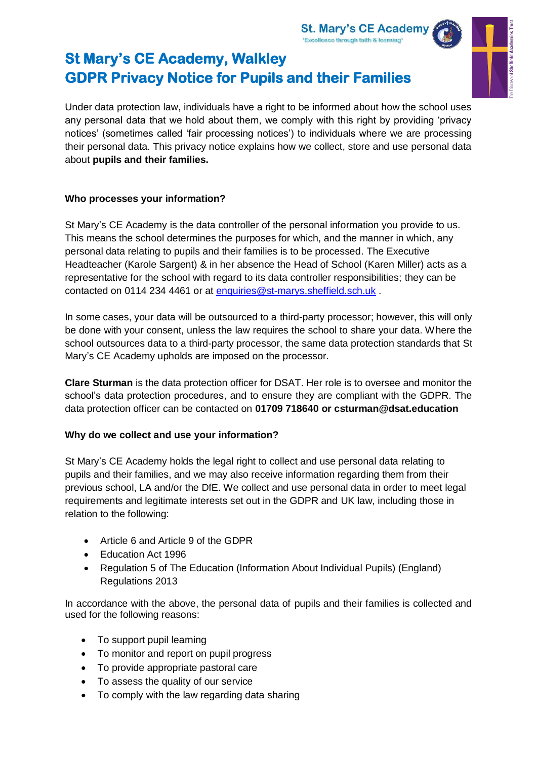St. Mary's CE Academy
'Excellence through faith & learning'

# St Mary's CE Academy, Walkley
# GDPR Privacy Notice for Pupils and their Families

Under data protection law, individuals have a right to be informed about how the school uses any personal data that we hold about them, we comply with this right by providing 'privacy notices' (sometimes called 'fair processing notices') to individuals where we are processing their personal data. This privacy notice explains how we collect, store and use personal data about **pupils and their families.**

**Who processes your information?**

St Mary's CE Academy is the data controller of the personal information you provide to us. This means the school determines the purposes for which, and the manner in which, any personal data relating to pupils and their families is to be processed. The Executive Headteacher (Karole Sargent) & in her absence the Head of School (Karen Miller) acts as a representative for the school with regard to its data controller responsibilities; they can be contacted on 0114 234 4461 or at enquiries@st-marys.sheffield.sch.uk .

In some cases, your data will be outsourced to a third-party processor; however, this will only be done with your consent, unless the law requires the school to share your data. Where the school outsources data to a third-party processor, the same data protection standards that St Mary's CE Academy upholds are imposed on the processor.

**Clare Sturman** is the data protection officer for DSAT. Her role is to oversee and monitor the school's data protection procedures, and to ensure they are compliant with the GDPR. The data protection officer can be contacted on **01709 718640 or csturman@dsat.education**

**Why do we collect and use your information?**

St Mary's CE Academy holds the legal right to collect and use personal data relating to pupils and their families, and we may also receive information regarding them from their previous school, LA and/or the DfE. We collect and use personal data in order to meet legal requirements and legitimate interests set out in the GDPR and UK law, including those in relation to the following:

- Article 6 and Article 9 of the GDPR
- Education Act 1996
- Regulation 5 of The Education (Information About Individual Pupils) (England) Regulations 2013

In accordance with the above, the personal data of pupils and their families is collected and used for the following reasons:

- To support pupil learning
- To monitor and report on pupil progress
- To provide appropriate pastoral care
- To assess the quality of our service
- To comply with the law regarding data sharing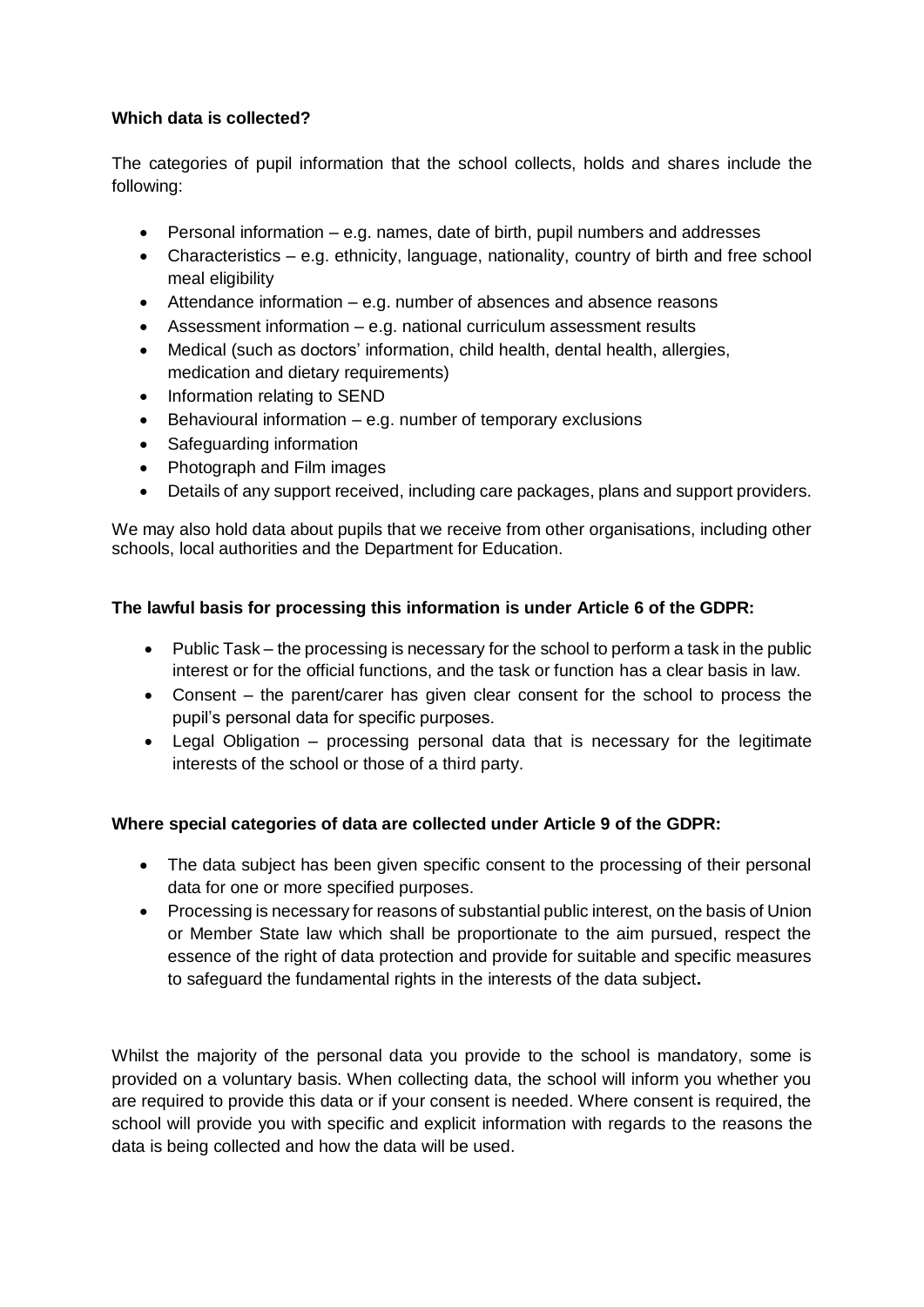**Which data is collected?**

The categories of pupil information that the school collects, holds and shares include the following:

- Personal information – e.g. names, date of birth, pupil numbers and addresses
- Characteristics – e.g. ethnicity, language, nationality, country of birth and free school meal eligibility
- Attendance information – e.g. number of absences and absence reasons
- Assessment information – e.g. national curriculum assessment results
- Medical (such as doctors' information, child health, dental health, allergies, medication and dietary requirements)
- Information relating to SEND
- Behavioural information – e.g. number of temporary exclusions
- Safeguarding information
- Photograph and Film images
- Details of any support received, including care packages, plans and support providers.

We may also hold data about pupils that we receive from other organisations, including other schools, local authorities and the Department for Education.

**The lawful basis for processing this information is under Article 6 of the GDPR:**

- Public Task – the processing is necessary for the school to perform a task in the public interest or for the official functions, and the task or function has a clear basis in law.
- Consent – the parent/carer has given clear consent for the school to process the pupil's personal data for specific purposes.
- Legal Obligation – processing personal data that is necessary for the legitimate interests of the school or those of a third party.

**Where special categories of data are collected under Article 9 of the GDPR:**

- The data subject has been given specific consent to the processing of their personal data for one or more specified purposes.
- Processing is necessary for reasons of substantial public interest, on the basis of Union or Member State law which shall be proportionate to the aim pursued, respect the essence of the right of data protection and provide for suitable and specific measures to safeguard the fundamental rights in the interests of the data subject**.**

Whilst the majority of the personal data you provide to the school is mandatory, some is provided on a voluntary basis. When collecting data, the school will inform you whether you are required to provide this data or if your consent is needed. Where consent is required, the school will provide you with specific and explicit information with regards to the reasons the data is being collected and how the data will be used.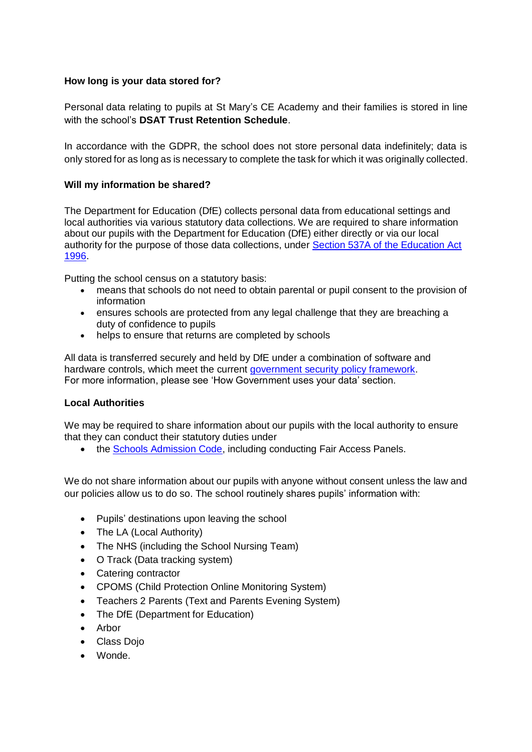**How long is your data stored for?**

Personal data relating to pupils at St Mary's CE Academy and their families is stored in line with the school's **DSAT Trust Retention Schedule**.

In accordance with the GDPR, the school does not store personal data indefinitely; data is only stored for as long as is necessary to complete the task for which it was originally collected.

**Will my information be shared?**

The Department for Education (DfE) collects personal data from educational settings and local authorities via various statutory data collections. We are required to share information about our pupils with the Department for Education (DfE) either directly or via our local authority for the purpose of those data collections, under Section 537A of the Education Act 1996.

Putting the school census on a statutory basis:

- means that schools do not need to obtain parental or pupil consent to the provision of information
- ensures schools are protected from any legal challenge that they are breaching a duty of confidence to pupils
- helps to ensure that returns are completed by schools

All data is transferred securely and held by DfE under a combination of software and hardware controls, which meet the current government security policy framework.
For more information, please see 'How Government uses your data' section.

**Local Authorities**

We may be required to share information about our pupils with the local authority to ensure that they can conduct their statutory duties under

- the Schools Admission Code, including conducting Fair Access Panels.

We do not share information about our pupils with anyone without consent unless the law and our policies allow us to do so. The school routinely shares pupils' information with:

- Pupils' destinations upon leaving the school
- The LA (Local Authority)
- The NHS (including the School Nursing Team)
- O Track (Data tracking system)
- Catering contractor
- CPOMS (Child Protection Online Monitoring System)
- Teachers 2 Parents (Text and Parents Evening System)
- The DfE (Department for Education)
- Arbor
- Class Dojo
- Wonde.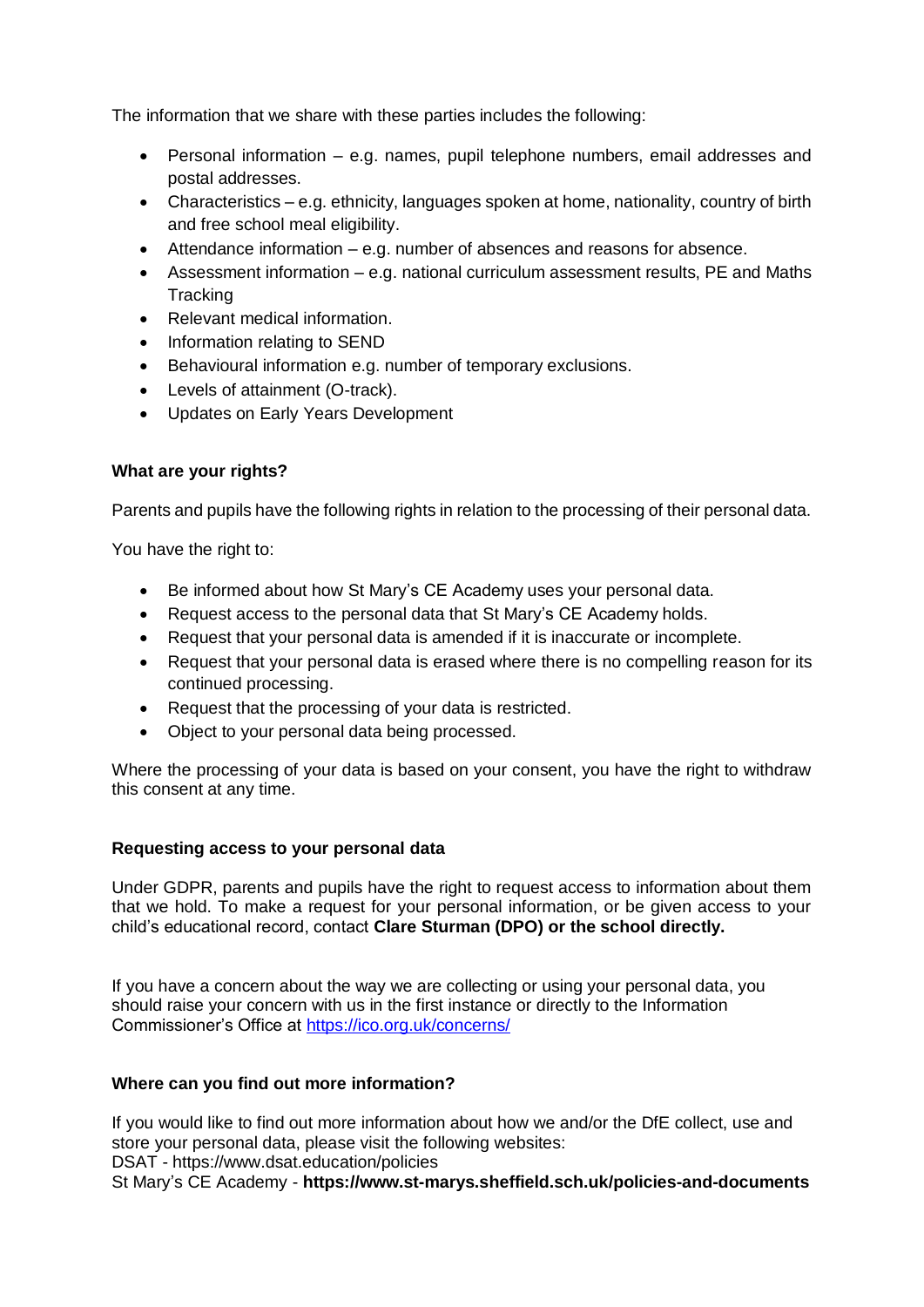The information that we share with these parties includes the following:

- Personal information – e.g. names, pupil telephone numbers, email addresses and postal addresses.
- Characteristics – e.g. ethnicity, languages spoken at home, nationality, country of birth and free school meal eligibility.
- Attendance information – e.g. number of absences and reasons for absence.
- Assessment information – e.g. national curriculum assessment results, PE and Maths Tracking
- Relevant medical information.
- Information relating to SEND
- Behavioural information e.g. number of temporary exclusions.
- Levels of attainment (O-track).
- Updates on Early Years Development

**What are your rights?**

Parents and pupils have the following rights in relation to the processing of their personal data.

You have the right to:

- Be informed about how St Mary's CE Academy uses your personal data.
- Request access to the personal data that St Mary's CE Academy holds.
- Request that your personal data is amended if it is inaccurate or incomplete.
- Request that your personal data is erased where there is no compelling reason for its continued processing.
- Request that the processing of your data is restricted.
- Object to your personal data being processed.

Where the processing of your data is based on your consent, you have the right to withdraw this consent at any time.

**Requesting access to your personal data**

Under GDPR, parents and pupils have the right to request access to information about them that we hold. To make a request for your personal information, or be given access to your child's educational record, contact **Clare Sturman (DPO) or the school directly.**

If you have a concern about the way we are collecting or using your personal data, you should raise your concern with us in the first instance or directly to the Information Commissioner's Office at [https://ico.org.uk/concerns/](https://ico.org.uk/concerns/)

**Where can you find out more information?**

If you would like to find out more information about how we and/or the DfE collect, use and store your personal data, please visit the following websites:
DSAT - https://www.dsat.education/policies
St Mary's CE Academy - **https://www.st-marys.sheffield.sch.uk/policies-and-documents**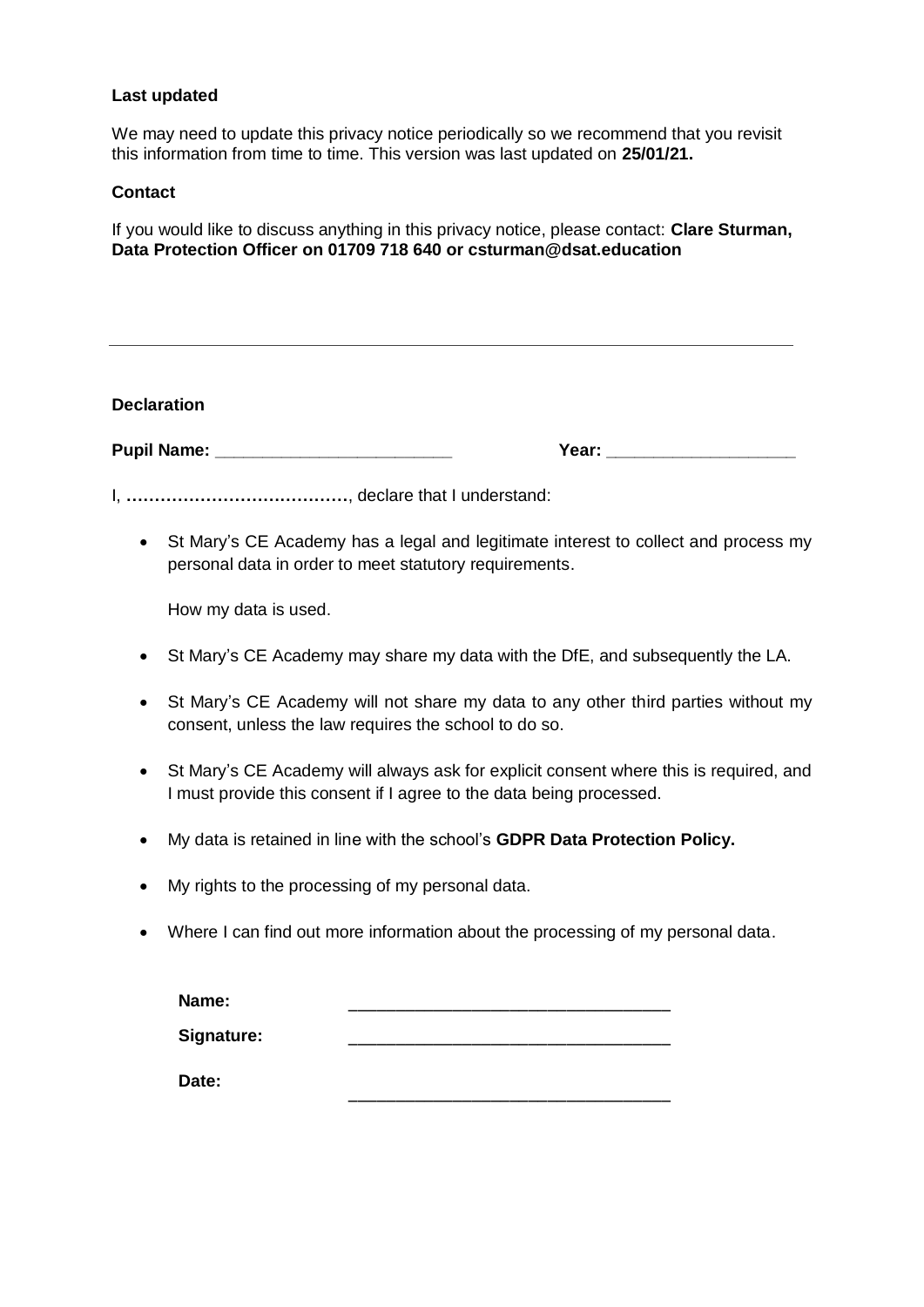**Last updated**

We may need to update this privacy notice periodically so we recommend that you revisit this information from time to time. This version was last updated on **25/01/21.**

**Contact**

If you would like to discuss anything in this privacy notice, please contact: **Clare Sturman, Data Protection Officer on 01709 718 640 or csturman@dsat.education**

---

**Declaration**

**Pupil Name: _________________________** **Year: ____________________**

I, **…………………………………**, declare that I understand:

- St Mary's CE Academy has a legal and legitimate interest to collect and process my personal data in order to meet statutory requirements.

  How my data is used.

- St Mary's CE Academy may share my data with the DfE, and subsequently the LA.
- St Mary's CE Academy will not share my data to any other third parties without my consent, unless the law requires the school to do so.
- St Mary's CE Academy will always ask for explicit consent where this is required, and I must provide this consent if I agree to the data being processed.
- My data is retained in line with the school's **GDPR Data Protection Policy.**
- My rights to the processing of my personal data.
- Where I can find out more information about the processing of my personal data.

**Name:** __________________________________

**Signature:** __________________________________

**Date:** __________________________________